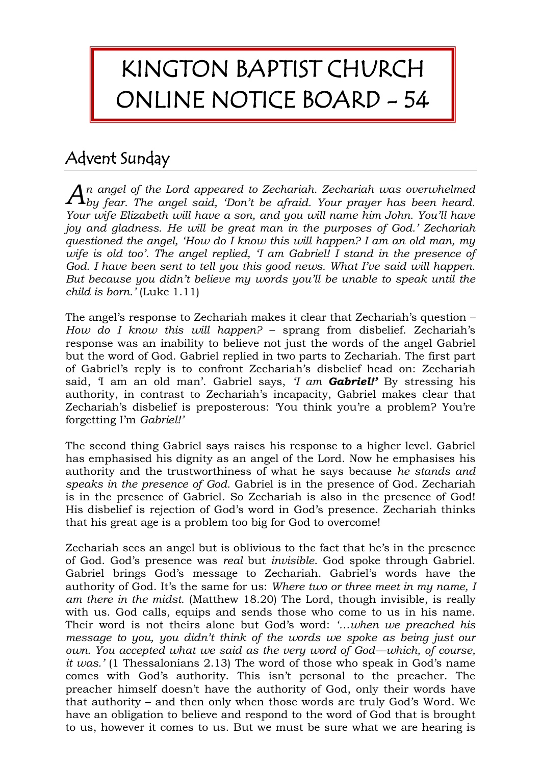# KINGTON BAPTIST CHURCH ONLINE NOTICE BOARD - 54

## Advent Sunday

*An angel of the Lord appeared to Zechariah. Zechariah was overwhelmed by fear. The angel said, 'Don't be afraid. Your prayer has been heard. Your wife Elizabeth will have a son, and you will name him John. You'll have joy and gladness. He will be great man in the purposes of God.' Zechariah questioned the angel, 'How do I know this will happen? I am an old man, my wife is old too'. The angel replied, 'I am Gabriel! I stand in the presence of God. I have been sent to tell you this good news. What I've said will happen. But because you didn't believe my words you'll be unable to speak until the child is born.'* (Luke 1.11)

The angel's response to Zechariah makes it clear that Zechariah's question – *How do I know this will happen?* – sprang from disbelief. Zechariah's response was an inability to believe not just the words of the angel Gabriel but the word of God. Gabriel replied in two parts to Zechariah. The first part of Gabriel's reply is to confront Zechariah's disbelief head on: Zechariah said, 'I am an old man'. Gabriel says, *'I am **Gabriel!'*** By stressing his authority, in contrast to Zechariah's incapacity, Gabriel makes clear that Zechariah's disbelief is preposterous: 'You think you're a problem? You're forgetting I'm *Gabriel!'*

The second thing Gabriel says raises his response to a higher level. Gabriel has emphasised his dignity as an angel of the Lord. Now he emphasises his authority and the trustworthiness of what he says because *he stands and speaks in the presence of God.* Gabriel is in the presence of God. Zechariah is in the presence of Gabriel. So Zechariah is also in the presence of God! His disbelief is rejection of God's word in God's presence. Zechariah thinks that his great age is a problem too big for God to overcome!

Zechariah sees an angel but is oblivious to the fact that he's in the presence of God. God's presence was *real* but *invisible*. God spoke through Gabriel. Gabriel brings God's message to Zechariah. Gabriel's words have the authority of God. It's the same for us: *Where two or three meet in my name, I am there in the midst.* (Matthew 18.20) The Lord, though invisible, is really with us. God calls, equips and sends those who come to us in his name. Their word is not theirs alone but God's word: *'…when we preached his message to you, you didn't think of the words we spoke as being just our own. You accepted what we said as the very word of God—which, of course, it was.'* (1 Thessalonians 2.13) The word of those who speak in God's name comes with God's authority. This isn't personal to the preacher. The preacher himself doesn't have the authority of God, only their words have that authority – and then only when those words are truly God's Word. We have an obligation to believe and respond to the word of God that is brought to us, however it comes to us. But we must be sure what we are hearing is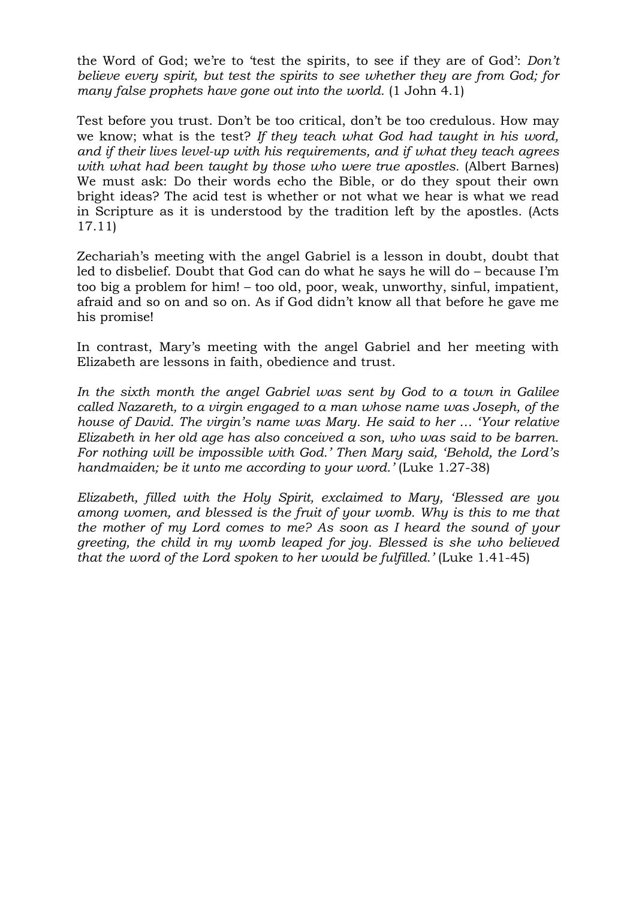the Word of God; we're to 'test the spirits, to see if they are of God': *Don't believe every spirit, but test the spirits to see whether they are from God; for many false prophets have gone out into the world.* (1 John 4.1)

Test before you trust. Don't be too critical, don't be too credulous. How may we know; what is the test? *If they teach what God had taught in his word, and if their lives level-up with his requirements, and if what they teach agrees with what had been taught by those who were true apostles.* (Albert Barnes) We must ask: Do their words echo the Bible, or do they spout their own bright ideas? The acid test is whether or not what we hear is what we read in Scripture as it is understood by the tradition left by the apostles. (Acts 17.11)

Zechariah's meeting with the angel Gabriel is a lesson in doubt, doubt that led to disbelief. Doubt that God can do what he says he will do – because I'm too big a problem for him! – too old, poor, weak, unworthy, sinful, impatient, afraid and so on and so on. As if God didn't know all that before he gave me his promise!

In contrast, Mary's meeting with the angel Gabriel and her meeting with Elizabeth are lessons in faith, obedience and trust.

*In the sixth month the angel Gabriel was sent by God to a town in Galilee called Nazareth, to a virgin engaged to a man whose name was Joseph, of the house of David. The virgin's name was Mary. He said to her … 'Your relative Elizabeth in her old age has also conceived a son, who was said to be barren. For nothing will be impossible with God.' Then Mary said, 'Behold, the Lord's handmaiden; be it unto me according to your word.'* (Luke 1.27-38)

*Elizabeth, filled with the Holy Spirit, exclaimed to Mary, 'Blessed are you among women, and blessed is the fruit of your womb. Why is this to me that the mother of my Lord comes to me? As soon as I heard the sound of your greeting, the child in my womb leaped for joy. Blessed is she who believed that the word of the Lord spoken to her would be fulfilled.'* (Luke 1.41-45)